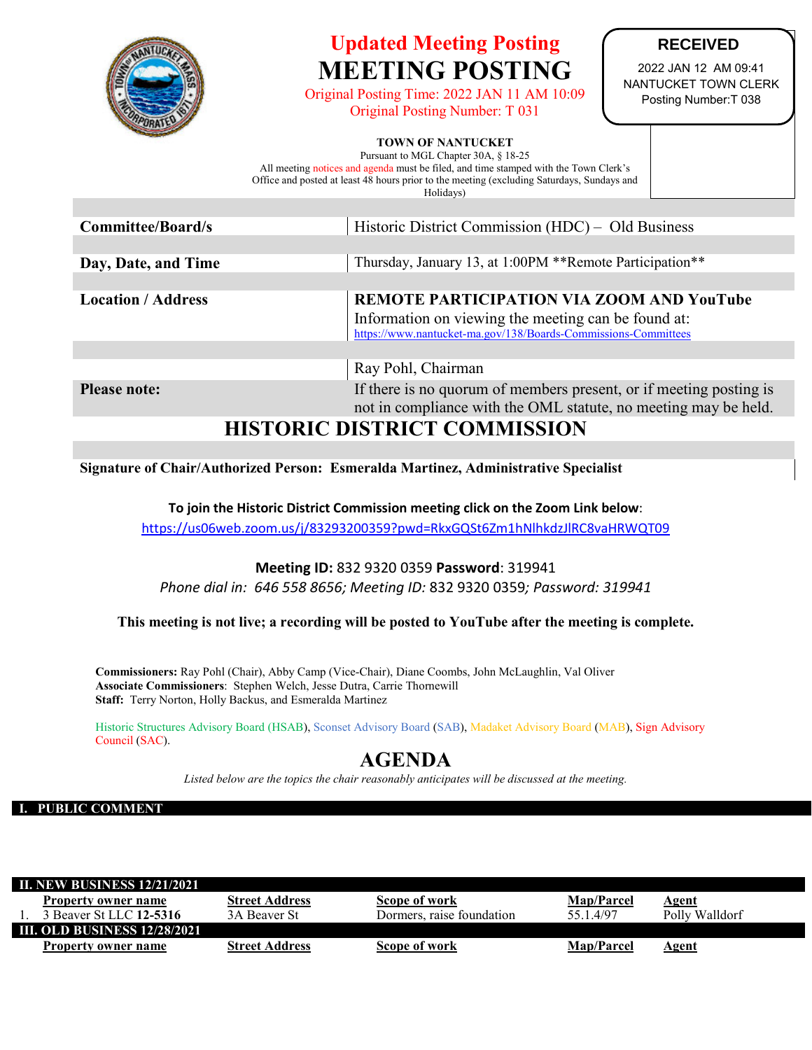Updated Meeting Posting

# MEETING POSTING

Original Posting Time: 2022 JAN 11 AM 10:09
Original Posting Number: T 031

**RECEIVED**
2022 JAN 12 AM 09:41
NANTUCKET TOWN CLERK
Posting Number:T 038

**TOWN OF NANTUCKET**
Pursuant to MGL Chapter 30A, § 18-25
All meeting notices and agenda must be filed, and time stamped with the Town Clerk's Office and posted at least 48 hours prior to the meeting (excluding Saturdays, Sundays and Holidays)

| | |
|---|---|
| **Committee/Board/s** | Historic District Commission (HDC) – Old Business |
| **Day, Date, and Time** | Thursday, January 13, at 1:00PM **Remote Participation** |
| **Location / Address** | **REMOTE PARTICIPATION VIA ZOOM AND YouTube** Information on viewing the meeting can be found at: https://www.nantucket-ma.gov/138/Boards-Commissions-Committees |
| | Ray Pohl, Chairman |
| **Please note:** | If there is no quorum of members present, or if meeting posting is not in compliance with the OML statute, no meeting may be held. |

# HISTORIC DISTRICT COMMISSION

**Signature of Chair/Authorized Person: Esmeralda Martinez, Administrative Specialist**

**To join the Historic District Commission meeting click on the Zoom Link below**:
https://us06web.zoom.us/j/83293200359?pwd=RkxGQSt6Zm1hNlhkdzJlRC8vaHRWQT09

**Meeting ID:** 832 9320 0359 **Password**: 319941
*Phone dial in: 646 558 8656; Meeting ID:* 832 9320 0359*; Password: 319941*

**This meeting is not live; a recording will be posted to YouTube after the meeting is complete.**

**Commissioners:** Ray Pohl (Chair), Abby Camp (Vice-Chair), Diane Coombs, John McLaughlin, Val Oliver
**Associate Commissioners**: Stephen Welch, Jesse Dutra, Carrie Thornewill
**Staff:** Terry Norton, Holly Backus, and Esmeralda Martinez

Historic Structures Advisory Board (HSAB), Sconset Advisory Board (SAB), Madaket Advisory Board (MAB), Sign Advisory Council (SAC).

# AGENDA

*Listed below are the topics the chair reasonably anticipates will be discussed at the meeting.*

## I. PUBLIC COMMENT

## II. NEW BUSINESS 12/21/2021

| | Property owner name | Street Address | Scope of work | Map/Parcel | Agent |
|---|---|---|---|---|---|
| 1. | 3 Beaver St LLC **12-5316** | 3A Beaver St | Dormers, raise foundation | 55.1.4/97 | Polly Walldorf |

## III. OLD BUSINESS 12/28/2021

| Property owner name | Street Address | Scope of work | Map/Parcel | Agent |
|---|---|---|---|---|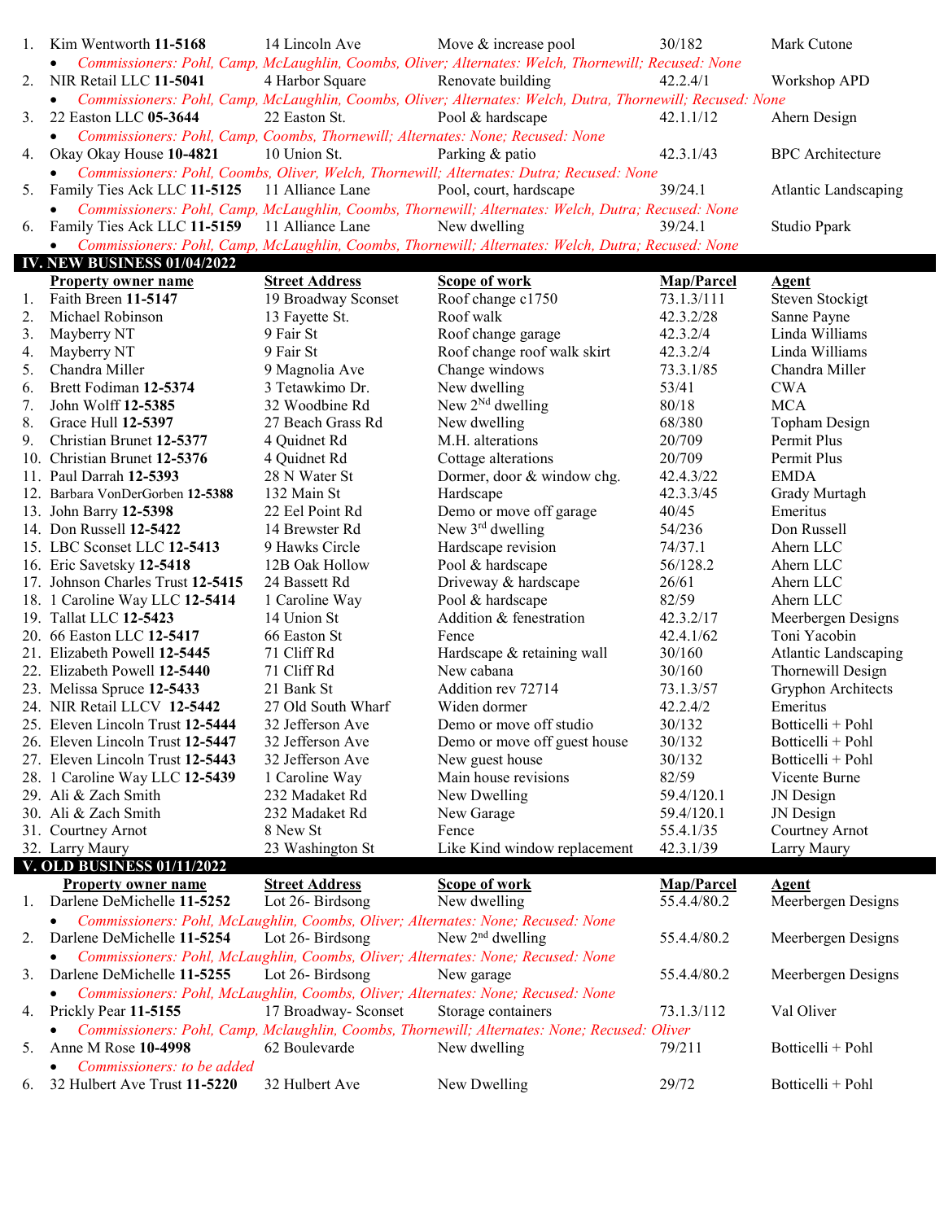1. Kim Wentworth **11-5168** | 14 Lincoln Ave | Move & increase pool | 30/182 | Mark Cutone
   - *Commissioners: Pohl, Camp, McLaughlin, Coombs, Oliver; Alternates: Welch, Thornewill; Recused: None*
2. NIR Retail LLC **11-5041** | 4 Harbor Square | Renovate building | 42.2.4/1 | Workshop APD
   - *Commissioners: Pohl, Camp, McLaughlin, Coombs, Oliver; Alternates: Welch, Dutra, Thornewill; Recused: None*
3. 22 Easton LLC **05-3644** | 22 Easton St. | Pool & hardscape | 42.1.1/12 | Ahern Design
   - *Commissioners: Pohl, Camp, Coombs, Thornewill; Alternates: None; Recused: None*
4. Okay Okay House **10-4821** | 10 Union St. | Parking & patio | 42.3.1/43 | BPC Architecture
   - *Commissioners: Pohl, Coombs, Oliver, Welch, Thornewill; Alternates: Dutra; Recused: None*
5. Family Ties Ack LLC **11-5125** | 11 Alliance Lane | Pool, court, hardscape | 39/24.1 | Atlantic Landscaping
   - *Commissioners: Pohl, Camp, McLaughlin, Coombs, Thornewill; Alternates: Welch, Dutra; Recused: None*
6. Family Ties Ack LLC **11-5159** | 11 Alliance Lane | New dwelling | 39/24.1 | Studio Ppark
   - *Commissioners: Pohl, Camp, McLaughlin, Coombs, Thornewill; Alternates: Welch, Dutra; Recused: None*

## IV. NEW BUSINESS 01/04/2022

| # | Property owner name | Street Address | Scope of work | Map/Parcel | Agent |
|---|---|---|---|---|---|
| 1. | Faith Breen **11-5147** | 19 Broadway Sconset | Roof change c1750 | 73.1.3/111 | Steven Stockigt |
| 2. | Michael Robinson | 13 Fayette St. | Roof walk | 42.3.2/28 | Sanne Payne |
| 3. | Mayberry NT | 9 Fair St | Roof change garage | 42.3.2/4 | Linda Williams |
| 4. | Mayberry NT | 9 Fair St | Roof change roof walk skirt | 42.3.2/4 | Linda Williams |
| 5. | Chandra Miller | 9 Magnolia Ave | Change windows | 73.3.1/85 | Chandra Miller |
| 6. | Brett Fodiman **12-5374** | 3 Tetawkimo Dr. | New dwelling | 53/41 | CWA |
| 7. | John Wolff **12-5385** | 32 Woodbine Rd | New 2[Nd] dwelling | 80/18 | MCA |
| 8. | Grace Hull **12-5397** | 27 Beach Grass Rd | New dwelling | 68/380 | Topham Design |
| 9. | Christian Brunet **12-5377** | 4 Quidnet Rd | M.H. alterations | 20/709 | Permit Plus |
| 10. | Christian Brunet **12-5376** | 4 Quidnet Rd | Cottage alterations | 20/709 | Permit Plus |
| 11. | Paul Darrah **12-5393** | 28 N Water St | Dormer, door & window chg. | 42.4.3/22 | EMDA |
| 12. | Barbara VonDerGorben **12-5388** | 132 Main St | Hardscape | 42.3.3/45 | Grady Murtagh |
| 13. | John Barry **12-5398** | 22 Eel Point Rd | Demo or move off garage | 40/45 | Emeritus |
| 14. | Don Russell **12-5422** | 14 Brewster Rd | New 3[rd] dwelling | 54/236 | Don Russell |
| 15. | LBC Sconset LLC **12-5413** | 9 Hawks Circle | Hardscape revision | 74/37.1 | Ahern LLC |
| 16. | Eric Savetsky **12-5418** | 12B Oak Hollow | Pool & hardscape | 56/128.2 | Ahern LLC |
| 17. | Johnson Charles Trust **12-5415** | 24 Bassett Rd | Driveway & hardscape | 26/61 | Ahern LLC |
| 18. | 1 Caroline Way LLC **12-5414** | 1 Caroline Way | Pool & hardscape | 82/59 | Ahern LLC |
| 19. | Tallat LLC **12-5423** | 14 Union St | Addition & fenestration | 42.3.2/17 | Meerbergen Designs |
| 20. | 66 Easton LLC **12-5417** | 66 Easton St | Fence | 42.4.1/62 | Toni Yacobin |
| 21. | Elizabeth Powell **12-5445** | 71 Cliff Rd | Hardscape & retaining wall | 30/160 | Atlantic Landscaping |
| 22. | Elizabeth Powell **12-5440** | 71 Cliff Rd | New cabana | 30/160 | Thornewill Design |
| 23. | Melissa Spruce **12-5433** | 21 Bank St | Addition rev 72714 | 73.1.3/57 | Gryphon Architects |
| 24. | NIR Retail LLCV **12-5442** | 27 Old South Wharf | Widen dormer | 42.2.4/2 | Emeritus |
| 25. | Eleven Lincoln Trust **12-5444** | 32 Jefferson Ave | Demo or move off studio | 30/132 | Botticelli + Pohl |
| 26. | Eleven Lincoln Trust **12-5447** | 32 Jefferson Ave | Demo or move off guest house | 30/132 | Botticelli + Pohl |
| 27. | Eleven Lincoln Trust **12-5443** | 32 Jefferson Ave | New guest house | 30/132 | Botticelli + Pohl |
| 28. | 1 Caroline Way LLC **12-5439** | 1 Caroline Way | Main house revisions | 82/59 | Vicente Burne |
| 29. | Ali & Zach Smith | 232 Madaket Rd | New Dwelling | 59.4/120.1 | JN Design |
| 30. | Ali & Zach Smith | 232 Madaket Rd | New Garage | 59.4/120.1 | JN Design |
| 31. | Courtney Arnot | 8 New St | Fence | 55.4.1/35 | Courtney Arnot |
| 32. | Larry Maury | 23 Washington St | Like Kind window replacement | 42.3.1/39 | Larry Maury |

## V. OLD BUSINESS 01/11/2022

| # | Property owner name | Street Address | Scope of work | Map/Parcel | Agent |
|---|---|---|---|---|---|

1. Darlene DeMichelle **11-5252** | Lot 26- Birdsong | New dwelling | 55.4.4/80.2 | Meerbergen Designs
   - *Commissioners: Pohl, McLaughlin, Coombs, Oliver; Alternates: None; Recused: None*
2. Darlene DeMichelle **11-5254** | Lot 26- Birdsong | New 2[nd] dwelling | 55.4.4/80.2 | Meerbergen Designs
   - *Commissioners: Pohl, McLaughlin, Coombs, Oliver; Alternates: None; Recused: None*
3. Darlene DeMichelle **11-5255** | Lot 26- Birdsong | New garage | 55.4.4/80.2 | Meerbergen Designs
   - *Commissioners: Pohl, McLaughlin, Coombs, Oliver; Alternates: None; Recused: None*
4. Prickly Pear **11-5155** | 17 Broadway- Sconset | Storage containers | 73.1.3/112 | Val Oliver
   - *Commissioners: Pohl, Camp, Mclaughlin, Coombs, Thornewill; Alternates: None; Recused: Oliver*
5. Anne M Rose **10-4998** | 62 Boulevarde | New dwelling | 79/211 | Botticelli + Pohl
   - *Commissioners: to be added*
6. 32 Hulbert Ave Trust **11-5220** | 32 Hulbert Ave | New Dwelling | 29/72 | Botticelli + Pohl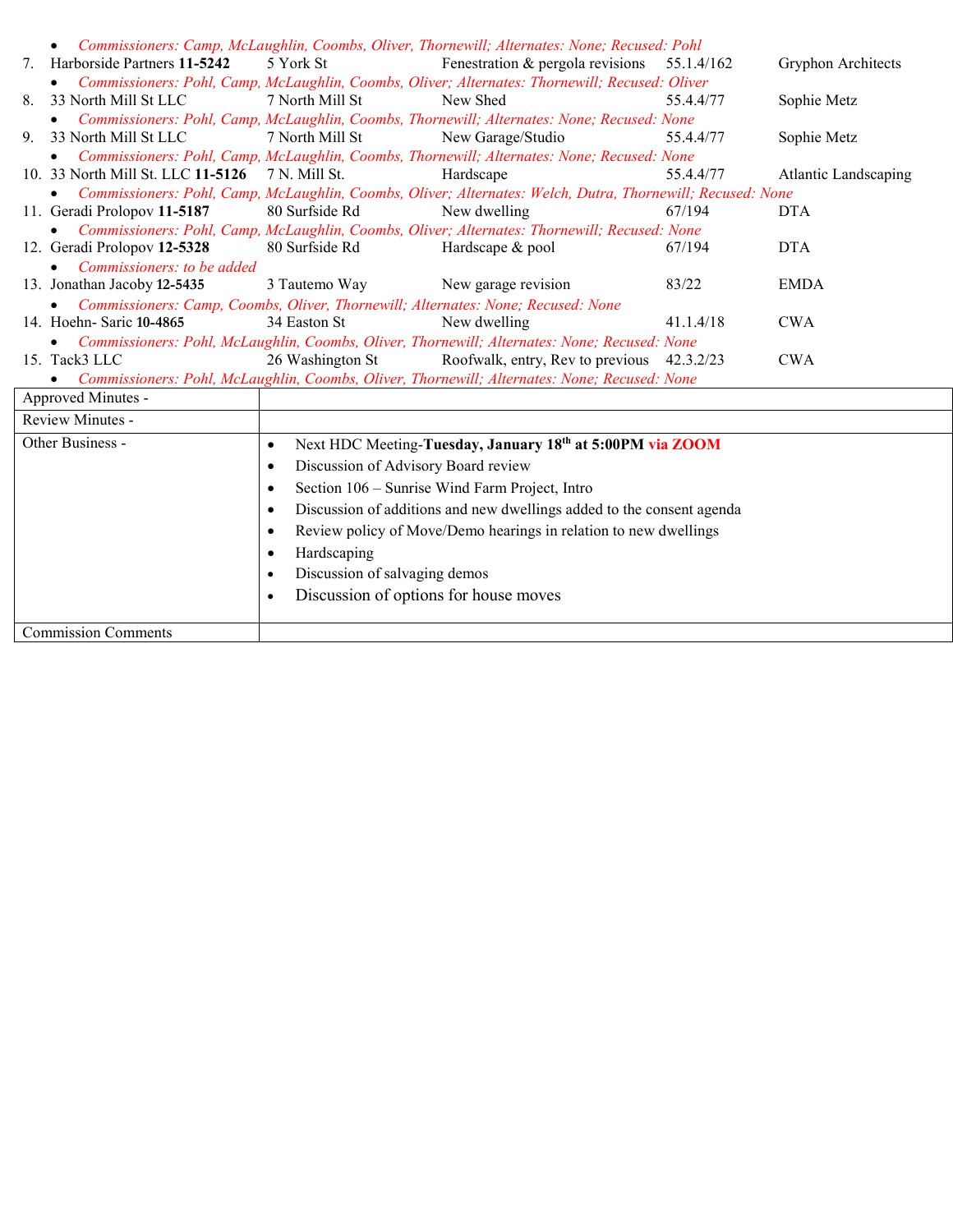- *Commissioners: Camp, McLaughlin, Coombs, Oliver, Thornewill; Alternates: None; Recused: Pohl*

7. Harborside Partners **11-5242** | 5 York St | Fenestration & pergola revisions | 55.1.4/162 | Gryphon Architects
   - *Commissioners: Pohl, Camp, McLaughlin, Coombs, Oliver; Alternates: Thornewill; Recused: Oliver*
8. 33 North Mill St LLC | 7 North Mill St | New Shed | 55.4.4/77 | Sophie Metz
   - *Commissioners: Pohl, Camp, McLaughlin, Coombs, Thornewill; Alternates: None; Recused: None*
9. 33 North Mill St LLC | 7 North Mill St | New Garage/Studio | 55.4.4/77 | Sophie Metz
   - *Commissioners: Pohl, Camp, McLaughlin, Coombs, Thornewill; Alternates: None; Recused: None*
10. 33 North Mill St. LLC **11-5126** | 7 N. Mill St. | Hardscape | 55.4.4/77 | Atlantic Landscaping
    - *Commissioners: Pohl, Camp, McLaughlin, Coombs, Oliver; Alternates: Welch, Dutra, Thornewill; Recused: None*
11. Geradi Prolopov **11-5187** | 80 Surfside Rd | New dwelling | 67/194 | DTA
    - *Commissioners: Pohl, Camp, McLaughlin, Coombs, Oliver; Alternates: Thornewill; Recused: None*
12. Geradi Prolopov **12-5328** | 80 Surfside Rd | Hardscape & pool | 67/194 | DTA
    - *Commissioners: to be added*
13. Jonathan Jacoby **12-5435** | 3 Tautemo Way | New garage revision | 83/22 | EMDA
    - *Commissioners: Camp, Coombs, Oliver, Thornewill; Alternates: None; Recused: None*
14. Hoehn- Saric **10-4865** | 34 Easton St | New dwelling | 41.1.4/18 | CWA
    - *Commissioners: Pohl, McLaughlin, Coombs, Oliver, Thornewill; Alternates: None; Recused: None*
15. Tack3 LLC | 26 Washington St | Roofwalk, entry, Rev to previous | 42.3.2/23 | CWA
    - *Commissioners: Pohl, McLaughlin, Coombs, Oliver, Thornewill; Alternates: None; Recused: None*

| | |
|---|---|
| Approved Minutes - | |
| Review Minutes - | |
| Other Business - | • Next HDC Meeting-**Tuesday, January 18th at 5:00PM** **via ZOOM**<br>• Discussion of Advisory Board review<br>• Section 106 – Sunrise Wind Farm Project, Intro<br>• Discussion of additions and new dwellings added to the consent agenda<br>• Review policy of Move/Demo hearings in relation to new dwellings<br>• Hardscaping<br>• Discussion of salvaging demos<br>• Discussion of options for house moves |
| Commission Comments | |